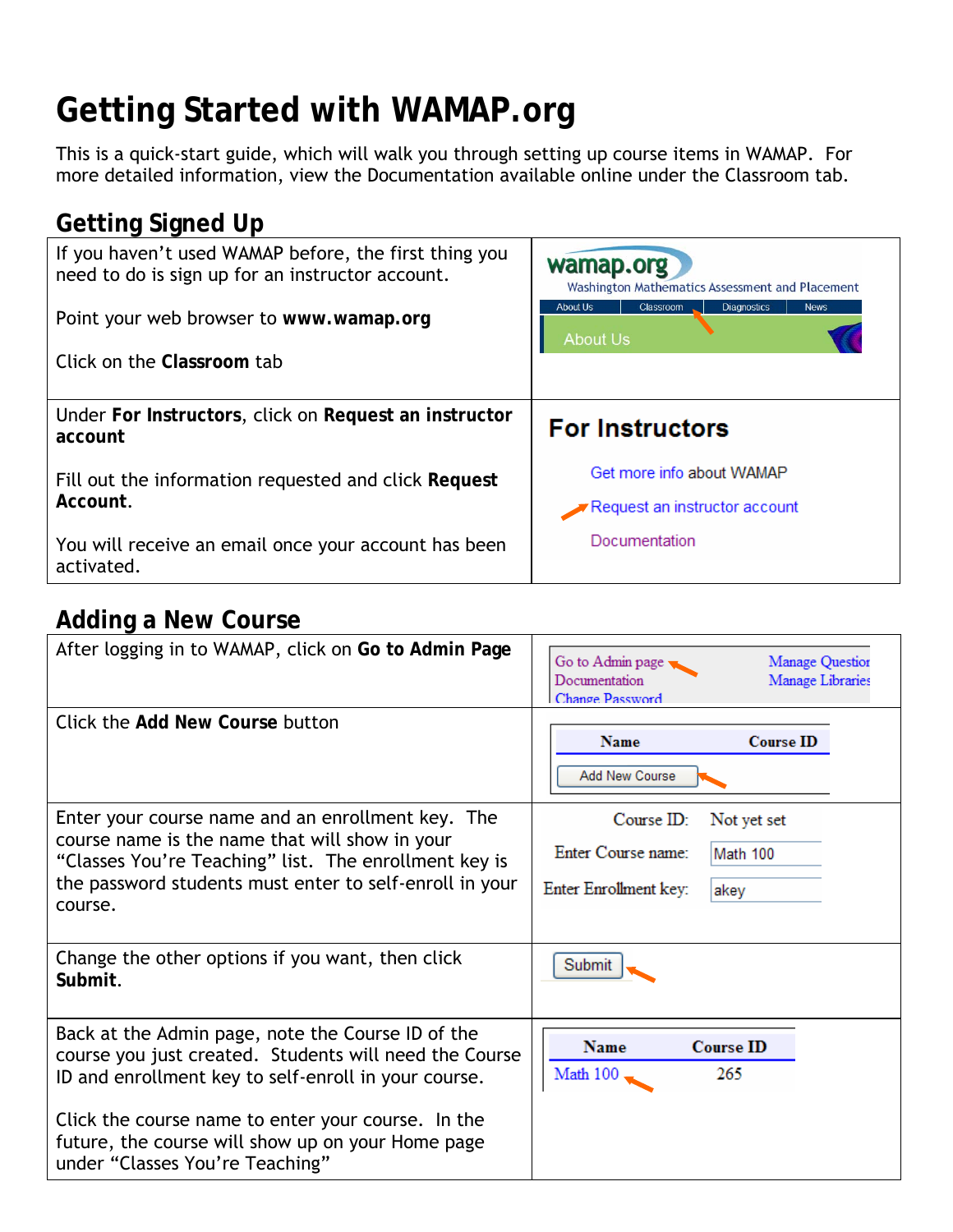# Getting Started with WAMAP.org

This is a quick-start guide, which will walk you through setting up course items in WAMAP. For more detailed information, view the Documentation available online under the Classroom tab.

## Getting Signed Up

If you haven't used WAMAP before, the first thing you need to do is sign up for an instructor account.

Point your web browser to **www.wamap.org**

Click on the **Classroom** tab

Under **For Instructors**, click on **Request an instructor account**

Fill out the information requested and click **Request Account**.

You will receive an email once your account has been activated.

## Adding a New Course

After logging in to WAMAP, click on **Go to Admin Page**

Click the **Add New Course** button

Enter your course name and an enrollment key. The course name is the name that will show in your "Classes You're Teaching" list. The enrollment key is the password students must enter to self-enroll in your course.

Change the other options if you want, then click **Submit**.

Back at the Admin page, note the Course ID of the course you just created. Students will need the Course ID and enrollment key to self-enroll in your course.

Click the course name to enter your course. In the future, the course will show up on your Home page under "Classes You're Teaching"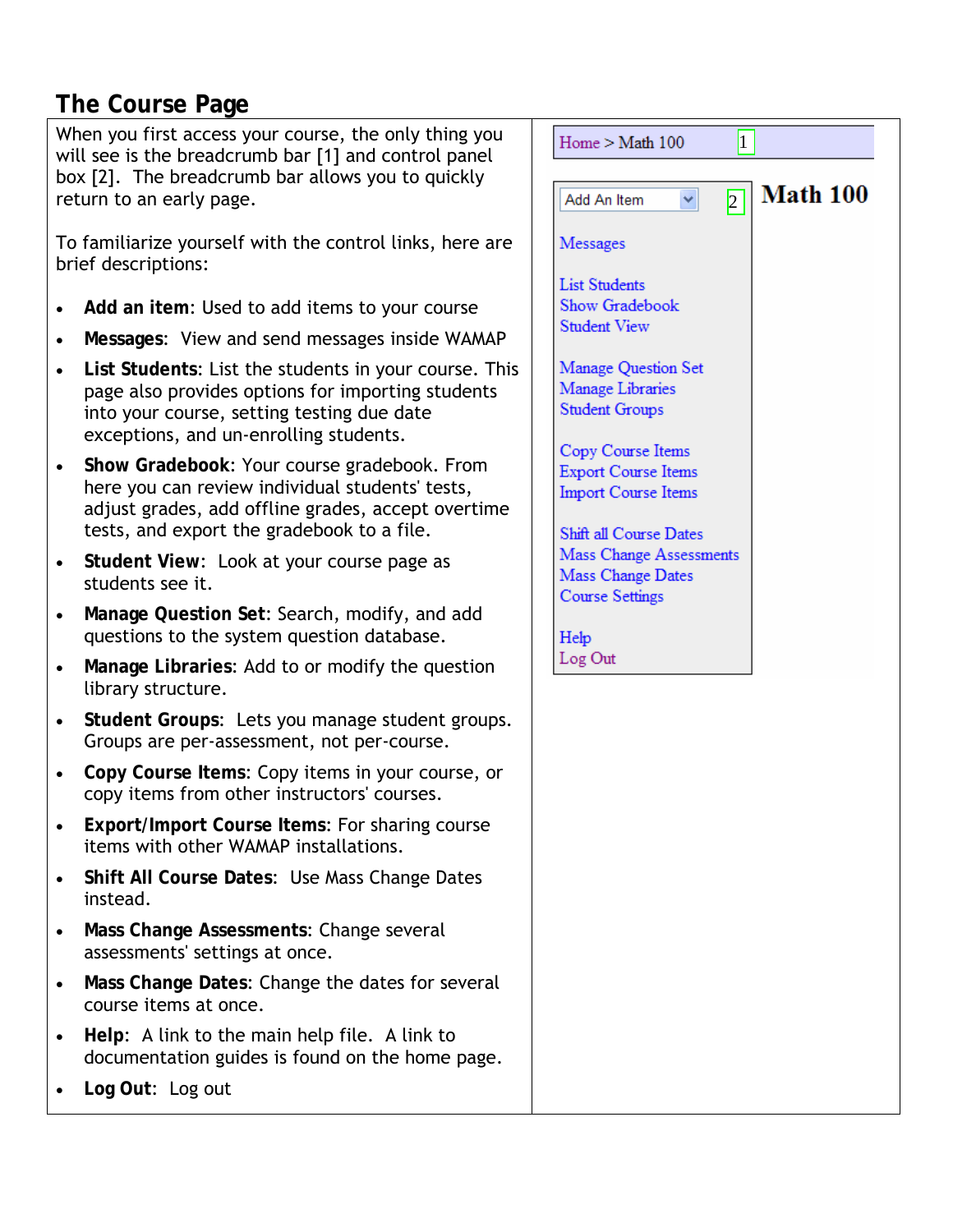## The Course Page

When you first access your course, the only thing you will see is the breadcrumb bar [1] and control panel box [2]. The breadcrumb bar allows you to quickly return to an early page.

To familiarize yourself with the control links, here are brief descriptions:

- **Add an item**: Used to add items to your course
- **Messages**: View and send messages inside WAMAP
- **List Students**: List the students in your course. This page also provides options for importing students into your course, setting testing due date exceptions, and un-enrolling students.
- **Show Gradebook**: Your course gradebook. From here you can review individual students' tests, adjust grades, add offline grades, accept overtime tests, and export the gradebook to a file.
- **Student View**: Look at your course page as students see it.
- **Manage Question Set**: Search, modify, and add questions to the system question database.
- **Manage Libraries**: Add to or modify the question library structure.
- **Student Groups**: Lets you manage student groups. Groups are per-assessment, not per-course.
- **Copy Course Items**: Copy items in your course, or copy items from other instructors' courses.
- **Export/Import Course Items**: For sharing course items with other WAMAP installations.
- **Shift All Course Dates**: Use Mass Change Dates instead.
- **Mass Change Assessments**: Change several assessments' settings at once.
- **Mass Change Dates**: Change the dates for several course items at once.
- **Help**: A link to the main help file. A link to documentation guides is found on the home page.
- **Log Out**: Log out

Home > Math 100 [1]

Add An Item [2]

**Math 100**

Messages

List Students
Show Gradebook
Student View

Manage Question Set
Manage Libraries
Student Groups

Copy Course Items
Export Course Items
Import Course Items

Shift all Course Dates
Mass Change Assessments
Mass Change Dates
Course Settings

Help
Log Out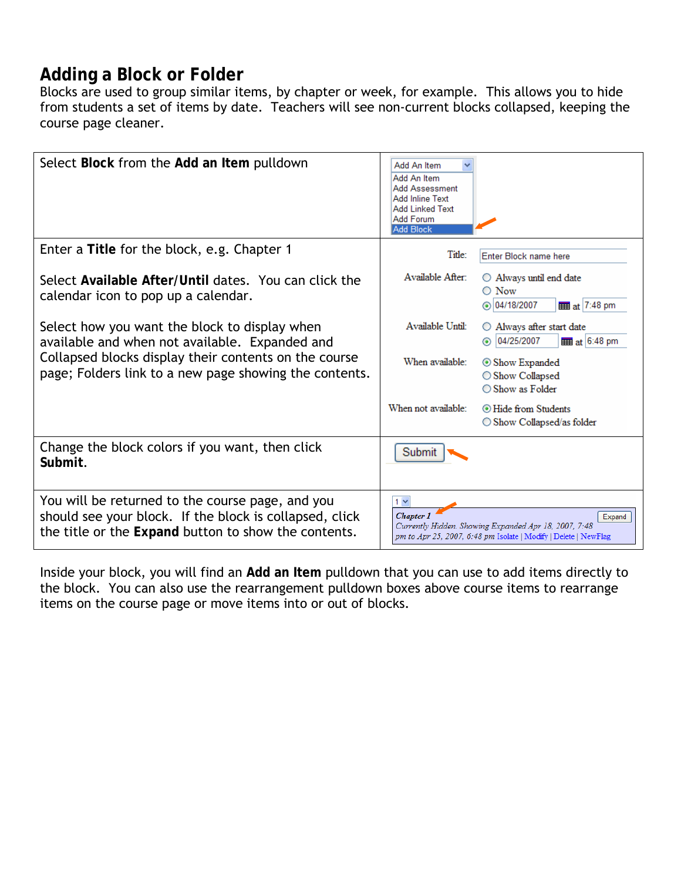## Adding a Block or Folder

Blocks are used to group similar items, by chapter or week, for example. This allows you to hide from students a set of items by date. Teachers will see non-current blocks collapsed, keeping the course page cleaner.

| | |
|---|---|
| Select **Block** from the **Add an Item** pulldown | Add An Item / Add An Item / Add Assessment / Add Inline Text / Add Linked Text / Add Forum / Add Block |
| Enter a **Title** for the block, e.g. Chapter 1<br><br>Select **Available After/Until** dates. You can click the calendar icon to pop up a calendar.<br><br>Select how you want the block to display when available and when not available. Expanded and Collapsed blocks display their contents on the course page; Folders link to a new page showing the contents. | Title: Enter Block name here<br>Available After: Always until end date / Now / 04/18/2007 at 7:48 pm<br>Available Until: Always after start date / 04/25/2007 at 6:48 pm<br>When available: Show Expanded / Show Collapsed / Show as Folder<br>When not available: Hide from Students / Show Collapsed/as folder |
| Change the block colors if you want, then click **Submit**. | Submit |
| You will be returned to the course page, and you should see your block. If the block is collapsed, click the title or the **Expand** button to show the contents. | Chapter 1 — Expand<br>Currently Hidden. Showing Expanded Apr 18, 2007, 7:48 pm to Apr 25, 2007, 6:48 pm Isolate \| Modify \| Delete \| NewFlag |

Inside your block, you will find an **Add an Item** pulldown that you can use to add items directly to the block. You can also use the rearrangement pulldown boxes above course items to rearrange items on the course page or move items into or out of blocks.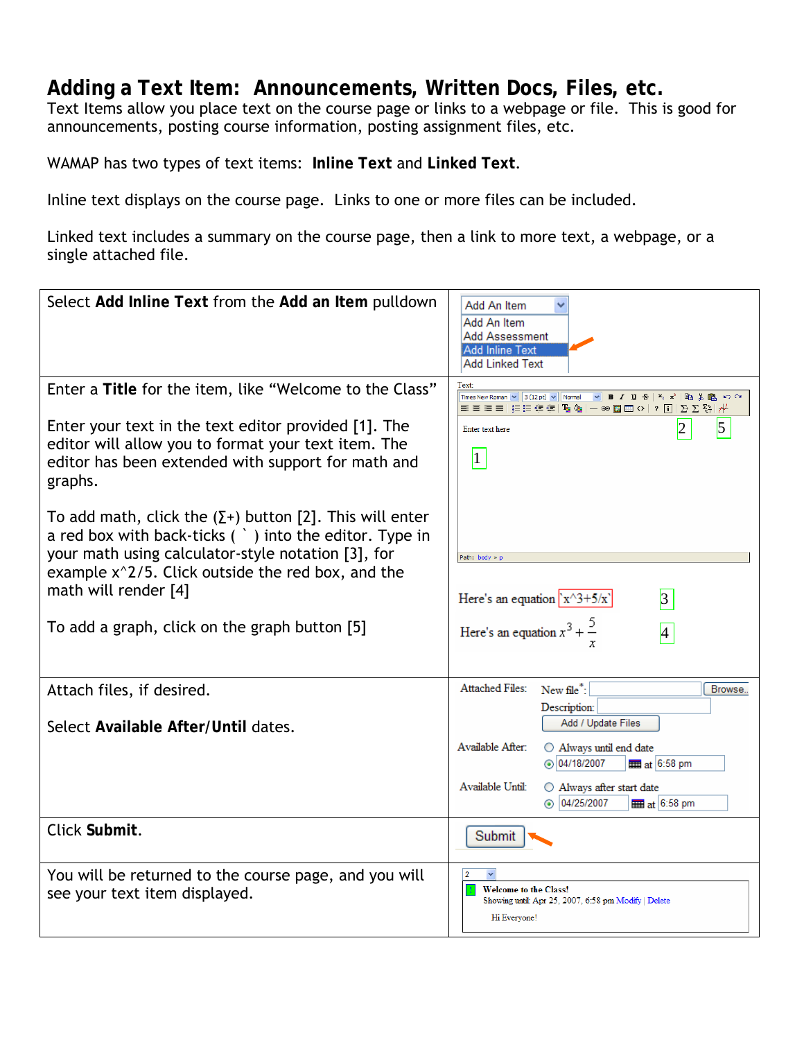# Adding a Text Item: Announcements, Written Docs, Files, etc.

Text Items allow you place text on the course page or links to a webpage or file. This is good for announcements, posting course information, posting assignment files, etc.

WAMAP has two types of text items: **Inline Text** and **Linked Text**.

Inline text displays on the course page. Links to one or more files can be included.

Linked text includes a summary on the course page, then a link to more text, a webpage, or a single attached file.

| | |
|---|---|
| Select **Add Inline Text** from the **Add an Item** pulldown | |
| Enter a **Title** for the item, like "Welcome to the Class"<br><br>Enter your text in the text editor provided [1]. The editor will allow you to format your text item. The editor has been extended with support for math and graphs.<br><br>To add math, click the (∑+) button [2]. This will enter a red box with back-ticks ( ` ) into the editor. Type in your math using calculator-style notation [3], for example x^2/5. Click outside the red box, and the math will render [4]<br><br>To add a graph, click on the graph button [5] | |
| Attach files, if desired.<br><br>Select **Available After/Until** dates. | |
| Click **Submit**. | |
| You will be returned to the course page, and you will see your text item displayed. | |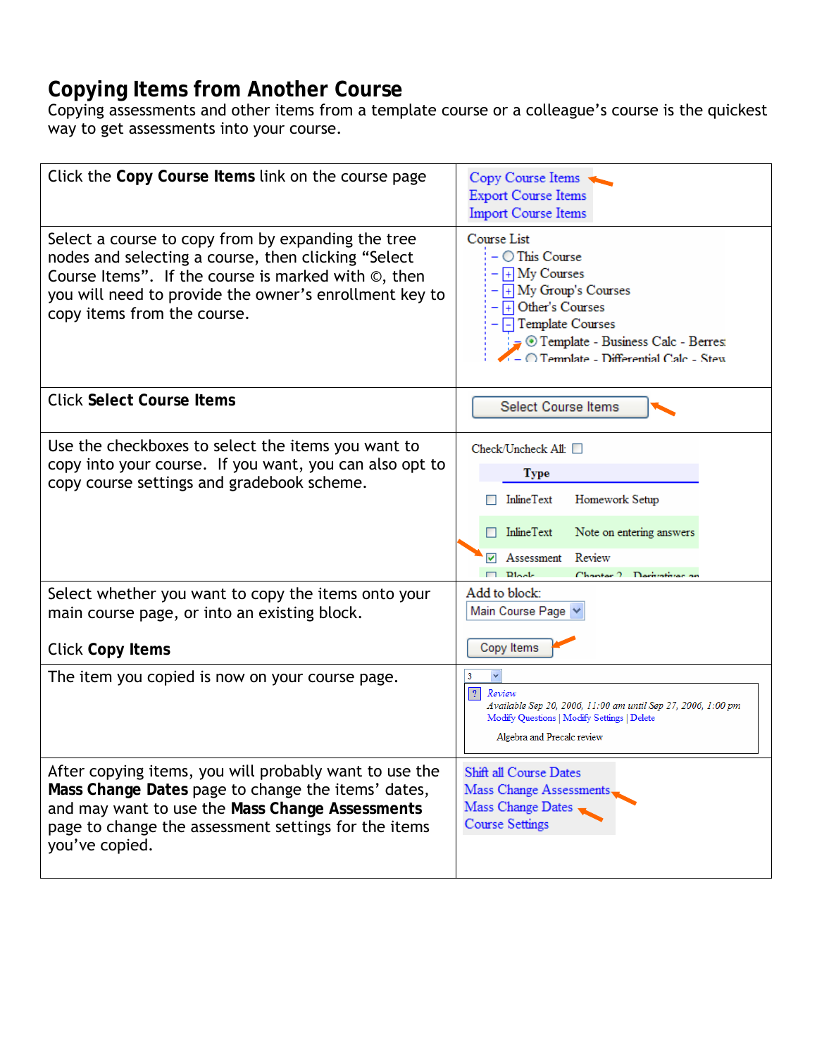## Copying Items from Another Course

Copying assessments and other items from a template course or a colleague's course is the quickest way to get assessments into your course.

| | |
|---|---|
| Click the **Copy Course Items** link on the course page | Copy Course Items<br>Export Course Items<br>Import Course Items |
| Select a course to copy from by expanding the tree nodes and selecting a course, then clicking "Select Course Items". If the course is marked with ©, then you will need to provide the owner's enrollment key to copy items from the course. | Course List<br>This Course<br>My Courses<br>My Group's Courses<br>Other's Courses<br>Template Courses<br>Template - Business Calc - Berres<br>Template - Differential Calc - Stew |
| Click **Select Course Items** | Select Course Items |
| Use the checkboxes to select the items you want to copy into your course. If you want, you can also opt to copy course settings and gradebook scheme. | Check/Uncheck All:<br>Type<br>InlineText Homework Setup<br>InlineText Note on entering answers<br>Assessment Review<br>Block Chapter 2 - Derivatives an |
| Select whether you want to copy the items onto your main course page, or into an existing block.<br><br>Click **Copy Items** | Add to block:<br>Main Course Page<br>Copy Items |
| The item you copied is now on your course page. | 3<br>Review<br>Available Sep 20, 2006, 11:00 am until Sep 27, 2006, 1:00 pm<br>Modify Questions \| Modify Settings \| Delete<br>Algebra and Precalc review |
| After copying items, you will probably want to use the **Mass Change Dates** page to change the items' dates, and may want to use the **Mass Change Assessments** page to change the assessment settings for the items you've copied. | Shift all Course Dates<br>Mass Change Assessments<br>Mass Change Dates<br>Course Settings |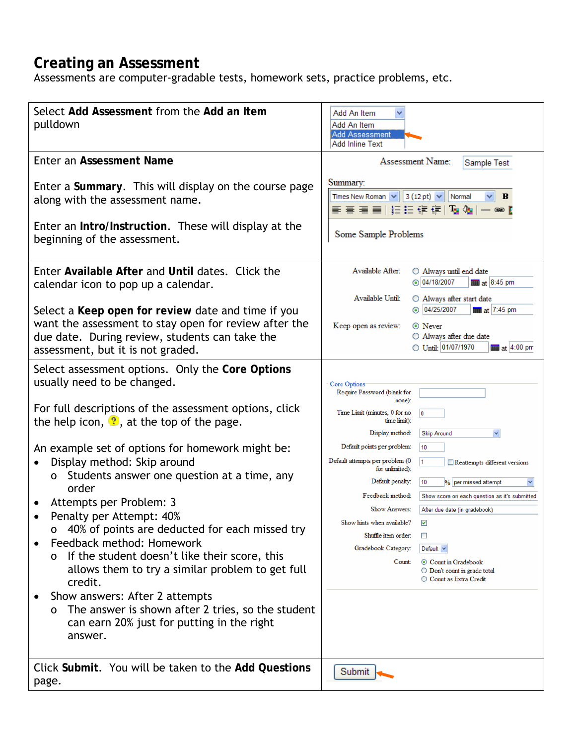## Creating an Assessment

Assessments are computer-gradable tests, homework sets, practice problems, etc.

| Instructions | |
|---|---|
| Select **Add Assessment** from the **Add an Item** pulldown | |
| Enter an **Assessment Name**<br><br>Enter a **Summary**. This will display on the course page along with the assessment name.<br><br>Enter an **Intro/Instruction**. These will display at the beginning of the assessment. | |
| Enter **Available After** and **Until** dates. Click the calendar icon to pop up a calendar.<br><br>Select a **Keep open for review** date and time if you want the assessment to stay open for review after the due date. During review, students can take the assessment, but it is not graded. | |
| Select assessment options. Only the **Core Options** usually need to be changed.<br><br>For full descriptions of the assessment options, click the help icon, ?, at the top of the page.<br><br>An example set of options for homework might be:<br>• Display method: Skip around<br>  o Students answer one question at a time, any order<br>• Attempts per Problem: 3<br>• Penalty per Attempt: 40%<br>  o 40% of points are deducted for each missed try<br>• Feedback method: Homework<br>  o If the student doesn't like their score, this allows them to try a similar problem to get full credit.<br>• Show answers: After 2 attempts<br>  o The answer is shown after 2 tries, so the student can earn 20% just for putting in the right answer. | |
| Click **Submit**. You will be taken to the **Add Questions** page. | |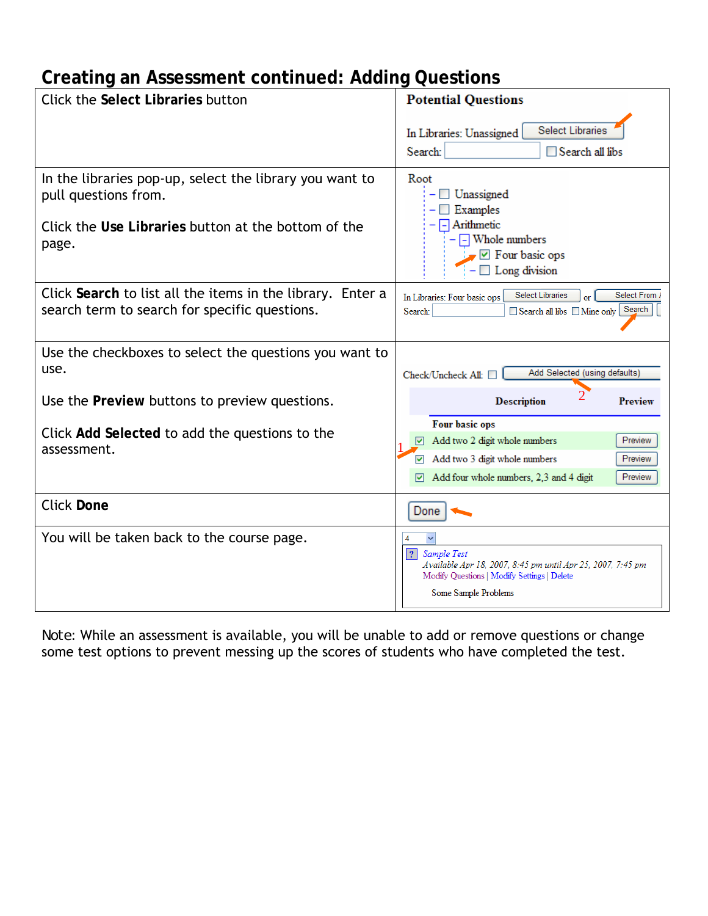## Creating an Assessment continued: Adding Questions

| Instructions | Screenshot |
| --- | --- |
| Click the **Select Libraries** button | Potential Questions<br>In Libraries: Unassigned [Select Libraries]<br>Search: [ ] ☐ Search all libs |
| In the libraries pop-up, select the library you want to pull questions from.<br><br>Click the **Use Libraries** button at the bottom of the page. | Root<br>– ☐ Unassigned<br>– ☐ Examples<br>– [-] Arithmetic<br>– [-] Whole numbers<br>– ☑ Four basic ops<br>– ☐ Long division |
| Click **Search** to list all the items in the library. Enter a search term to search for specific questions. | In Libraries: Four basic ops [Select Libraries] or [Select From A]<br>Search: [ ] ☐ Search all libs ☐ Mine only [Search] |
| Use the checkboxes to select the questions you want to use.<br><br>Use the **Preview** buttons to preview questions.<br><br>Click **Add Selected** to add the questions to the assessment. | Check/Uncheck All: ☐ [Add Selected (using defaults)] 2<br>Description / Preview<br>Four basic ops<br>1 ☑ Add two 2 digit whole numbers [Preview]<br>☑ Add two 3 digit whole numbers [Preview]<br>☑ Add four whole numbers, 2,3 and 4 digit [Preview] |
| Click **Done** | [Done] |
| You will be taken back to the course page. | 4<br>*Sample Test*<br>*Available Apr 18, 2007, 8:45 pm until Apr 25, 2007, 7:45 pm*<br>Modify Questions \| Modify Settings \| Delete<br>Some Sample Problems |

Note: While an assessment is available, you will be unable to add or remove questions or change some test options to prevent messing up the scores of students who have completed the test.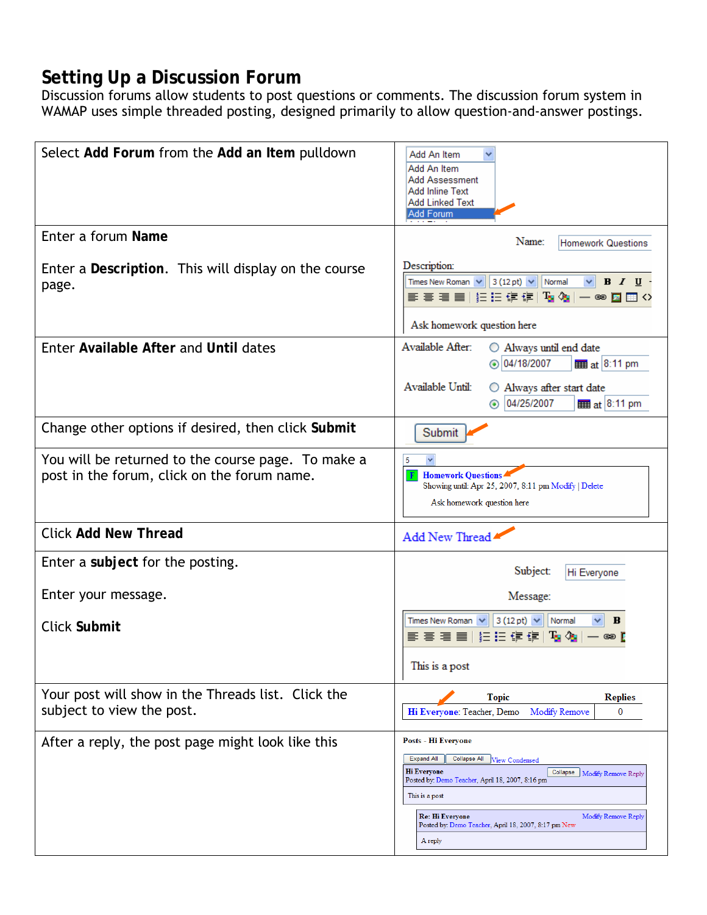# Setting Up a Discussion Forum

Discussion forums allow students to post questions or comments. The discussion forum system in WAMAP uses simple threaded posting, designed primarily to allow question-and-answer postings.

| | |
|---|---|
| Select **Add Forum** from the **Add an Item** pulldown | Add An Item<br>Add An Item<br>Add Assessment<br>Add Inline Text<br>Add Linked Text<br>Add Forum |
| Enter a forum **Name**<br><br>Enter a **Description**. This will display on the course page. | Name: Homework Questions<br>Description:<br>Times New Roman 3 (12 pt) Normal B I U<br>Ask homework question here |
| Enter **Available After** and **Until** dates | Available After: Always until end date<br>04/18/2007 at 8:11 pm<br>Available Until: Always after start date<br>04/25/2007 at 8:11 pm |
| Change other options if desired, then click **Submit** | Submit |
| You will be returned to the course page. To make a post in the forum, click on the forum name. | 5<br>F Homework Questions<br>Showing until: Apr 25, 2007, 8:11 pm Modify \| Delete<br>Ask homework question here |
| Click **Add New Thread** | Add New Thread |
| Enter a **subject** for the posting.<br><br>Enter your message.<br><br>Click **Submit** | Subject: Hi Everyone<br>Message:<br>Times New Roman 3 (12 pt) Normal B<br>This is a post |
| Your post will show in the Threads list. Click the subject to view the post. | Topic / Replies<br>Hi Everyone: Teacher, Demo Modify Remove 0 |
| After a reply, the post page might look like this | Posts - Hi Everyone<br>Expand All Collapse All View Condensed<br>Hi Everyone Collapse Modify Remove Reply<br>Posted by: Demo Teacher, April 18, 2007, 8:16 pm<br>This is a post<br>Re: Hi Everyone Modify Remove Reply<br>Posted by: Demo Teacher, April 18, 2007, 8:17 pm New<br>A reply |